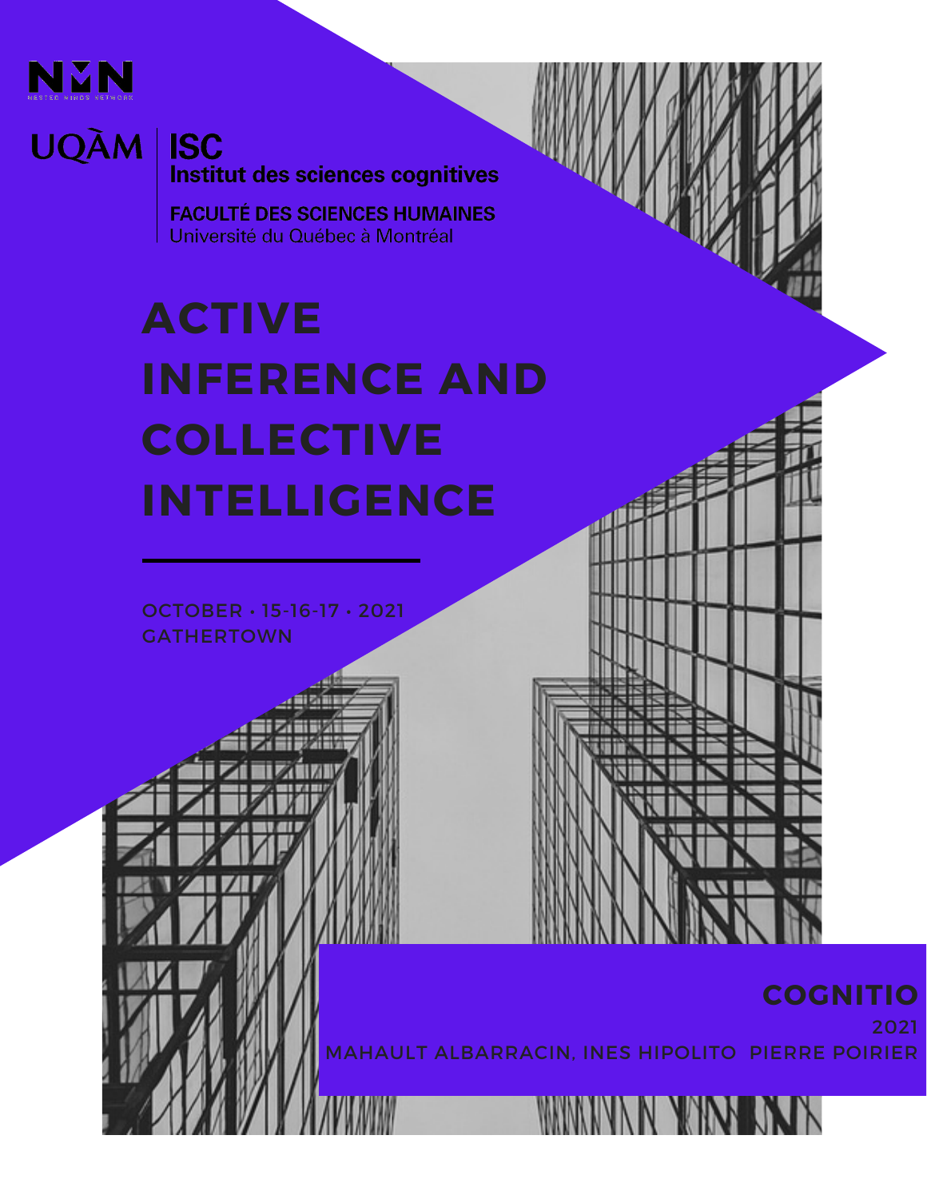NMN

NESTED MINDS NETWORK

UQÀM | ISC

Institut des sciences cognitives

FACULTÉ DES SCIENCES HUMAINES

Université du Québec à Montréal

# ACTIVE INFERENCE AND COLLECTIVE INTELLIGENCE

OCTOBER • 15-16-17 • 2021

GATHERTOWN

**COGNITIO**

2021

MAHAULT ALBARRACIN, INES HIPOLITO PIERRE POIRIER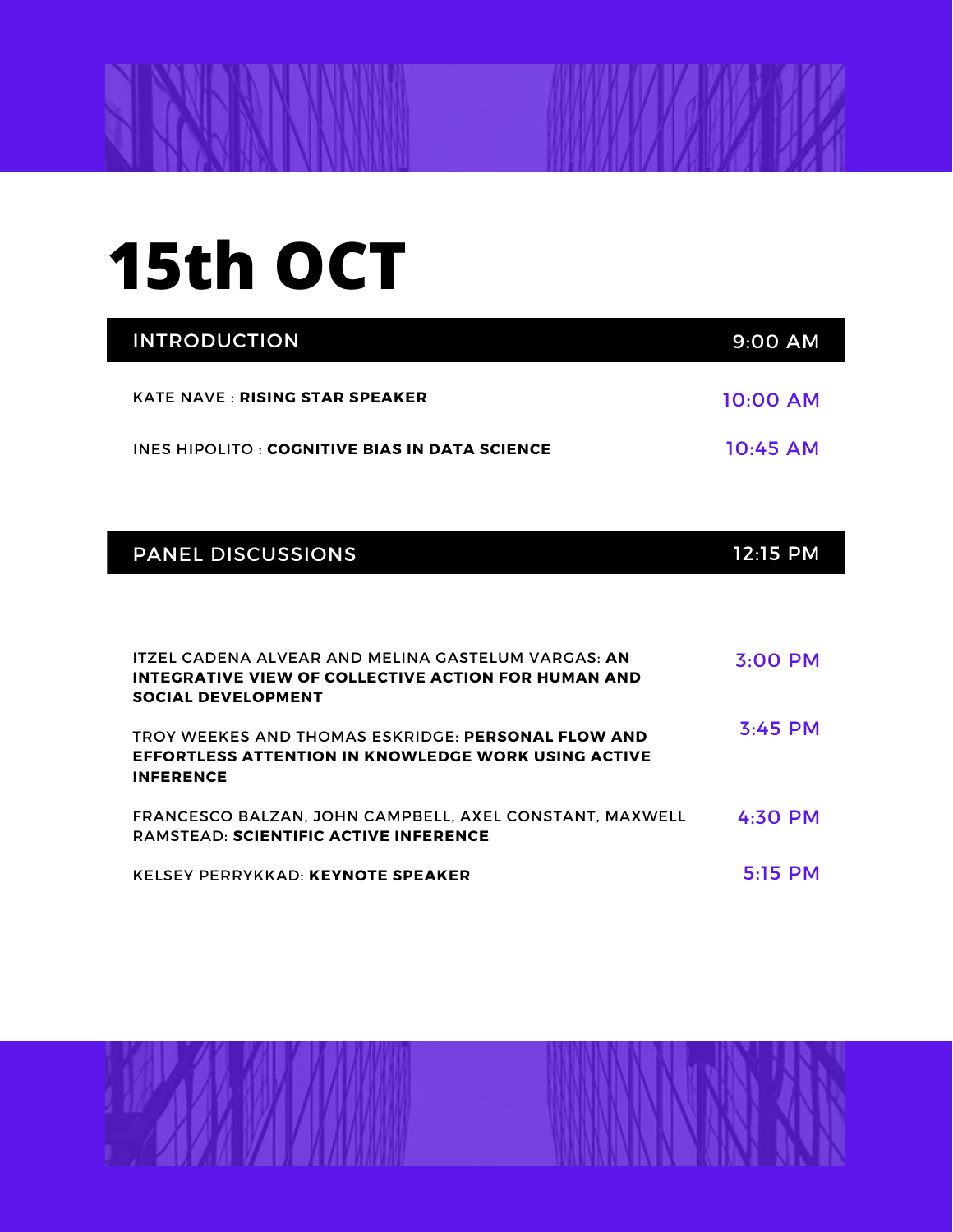# 15th OCT

| INTRODUCTION | 9:00 AM |
| --- | --- |
| KATE NAVE : **RISING STAR SPEAKER** | 10:00 AM |
| INES HIPOLITO : **COGNITIVE BIAS IN DATA SCIENCE** | 10:45 AM |

| PANEL DISCUSSIONS | 12:15 PM |
| --- | --- |
| ITZEL CADENA ALVEAR AND MELINA GASTELUM VARGAS: **AN INTEGRATIVE VIEW OF COLLECTIVE ACTION FOR HUMAN AND SOCIAL DEVELOPMENT** | 3:00 PM |
| TROY WEEKES AND THOMAS ESKRIDGE: **PERSONAL FLOW AND EFFORTLESS ATTENTION IN KNOWLEDGE WORK USING ACTIVE INFERENCE** | 3:45 PM |
| FRANCESCO BALZAN, JOHN CAMPBELL, AXEL CONSTANT, MAXWELL RAMSTEAD: **SCIENTIFIC ACTIVE INFERENCE** | 4:30 PM |
| KELSEY PERRYKKAD: **KEYNOTE SPEAKER** | 5:15 PM |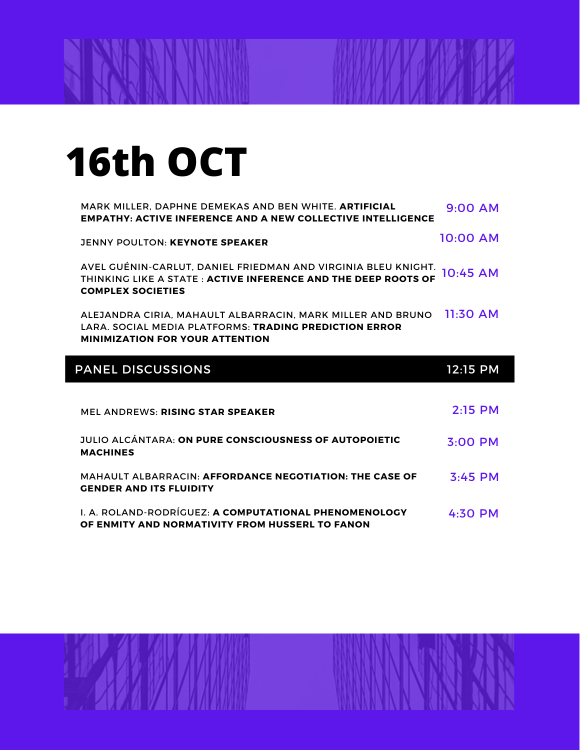# 16th OCT

| | |
|---|---|
| MARK MILLER, DAPHNE DEMEKAS AND BEN WHITE. **ARTIFICIAL EMPATHY: ACTIVE INFERENCE AND A NEW COLLECTIVE INTELLIGENCE** | 9:00 AM |
| JENNY POULTON: **KEYNOTE SPEAKER** | 10:00 AM |
| AVEL GUÉNIN-CARLUT, DANIEL FRIEDMAN AND VIRGINIA BLEU KNIGHT. THINKING LIKE A STATE : **ACTIVE INFERENCE AND THE DEEP ROOTS OF COMPLEX SOCIETIES** | 10:45 AM |
| ALEJANDRA CIRIA, MAHAULT ALBARRACIN, MARK MILLER AND BRUNO LARA. SOCIAL MEDIA PLATFORMS: **TRADING PREDICTION ERROR MINIMIZATION FOR YOUR ATTENTION** | 11:30 AM |
| **PANEL DISCUSSIONS** | **12:15 PM** |
| MEL ANDREWS: **RISING STAR SPEAKER** | 2:15 PM |
| JULIO ALCÁNTARA: **ON PURE CONSCIOUSNESS OF AUTOPOIETIC MACHINES** | 3:00 PM |
| MAHAULT ALBARRACIN: **AFFORDANCE NEGOTIATION: THE CASE OF GENDER AND ITS FLUIDITY** | 3:45 PM |
| I. A. ROLAND-RODRÍGUEZ: **A COMPUTATIONAL PHENOMENOLOGY OF ENMITY AND NORMATIVITY FROM HUSSERL TO FANON** | 4:30 PM |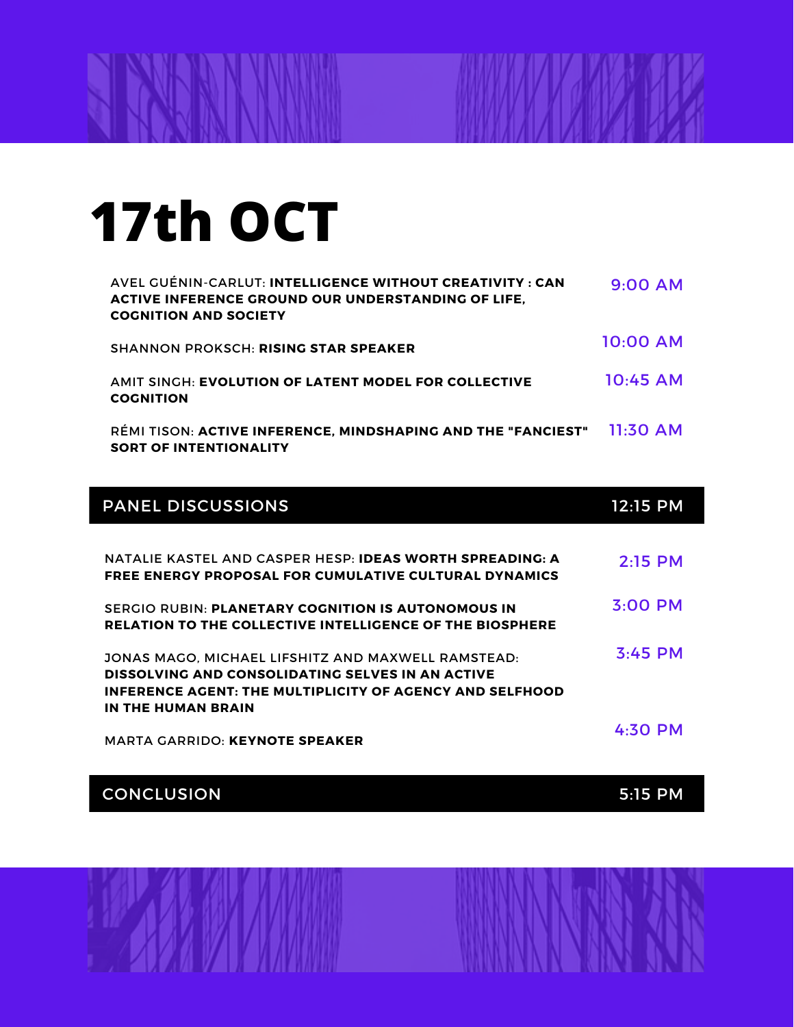# 17th OCT

| | |
|---|---|
| AVEL GUÉNIN-CARLUT: **INTELLIGENCE WITHOUT CREATIVITY : CAN ACTIVE INFERENCE GROUND OUR UNDERSTANDING OF LIFE, COGNITION AND SOCIETY** | 9:00 AM |
| SHANNON PROKSCH: **RISING STAR SPEAKER** | 10:00 AM |
| AMIT SINGH: **EVOLUTION OF LATENT MODEL FOR COLLECTIVE COGNITION** | 10:45 AM |
| RÉMI TISON: **ACTIVE INFERENCE, MINDSHAPING AND THE "FANCIEST" SORT OF INTENTIONALITY** | 11:30 AM |
| PANEL DISCUSSIONS | 12:15 PM |
| NATALIE KASTEL AND CASPER HESP: **IDEAS WORTH SPREADING: A FREE ENERGY PROPOSAL FOR CUMULATIVE CULTURAL DYNAMICS** | 2:15 PM |
| SERGIO RUBIN: **PLANETARY COGNITION IS AUTONOMOUS IN RELATION TO THE COLLECTIVE INTELLIGENCE OF THE BIOSPHERE** | 3:00 PM |
| JONAS MAGO, MICHAEL LIFSHITZ AND MAXWELL RAMSTEAD: **DISSOLVING AND CONSOLIDATING SELVES IN AN ACTIVE INFERENCE AGENT: THE MULTIPLICITY OF AGENCY AND SELFHOOD IN THE HUMAN BRAIN** | 3:45 PM |
| MARTA GARRIDO: **KEYNOTE SPEAKER** | 4:30 PM |
| CONCLUSION | 5:15 PM |